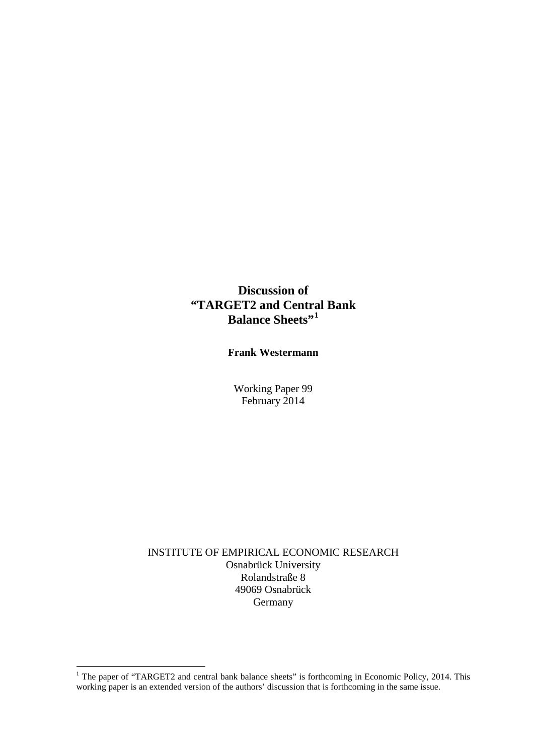# Discussion of "TARGET2 and Central Bank Balance Sheets"[1]

**Frank Westermann**

Working Paper 99
February 2014

INSTITUTE OF EMPIRICAL ECONOMIC RESEARCH
Osnabrück University
Rolandstraße 8
49069 Osnabrück
Germany

---

[1] The paper of "TARGET2 and central bank balance sheets" is forthcoming in Economic Policy, 2014. This working paper is an extended version of the authors' discussion that is forthcoming in the same issue.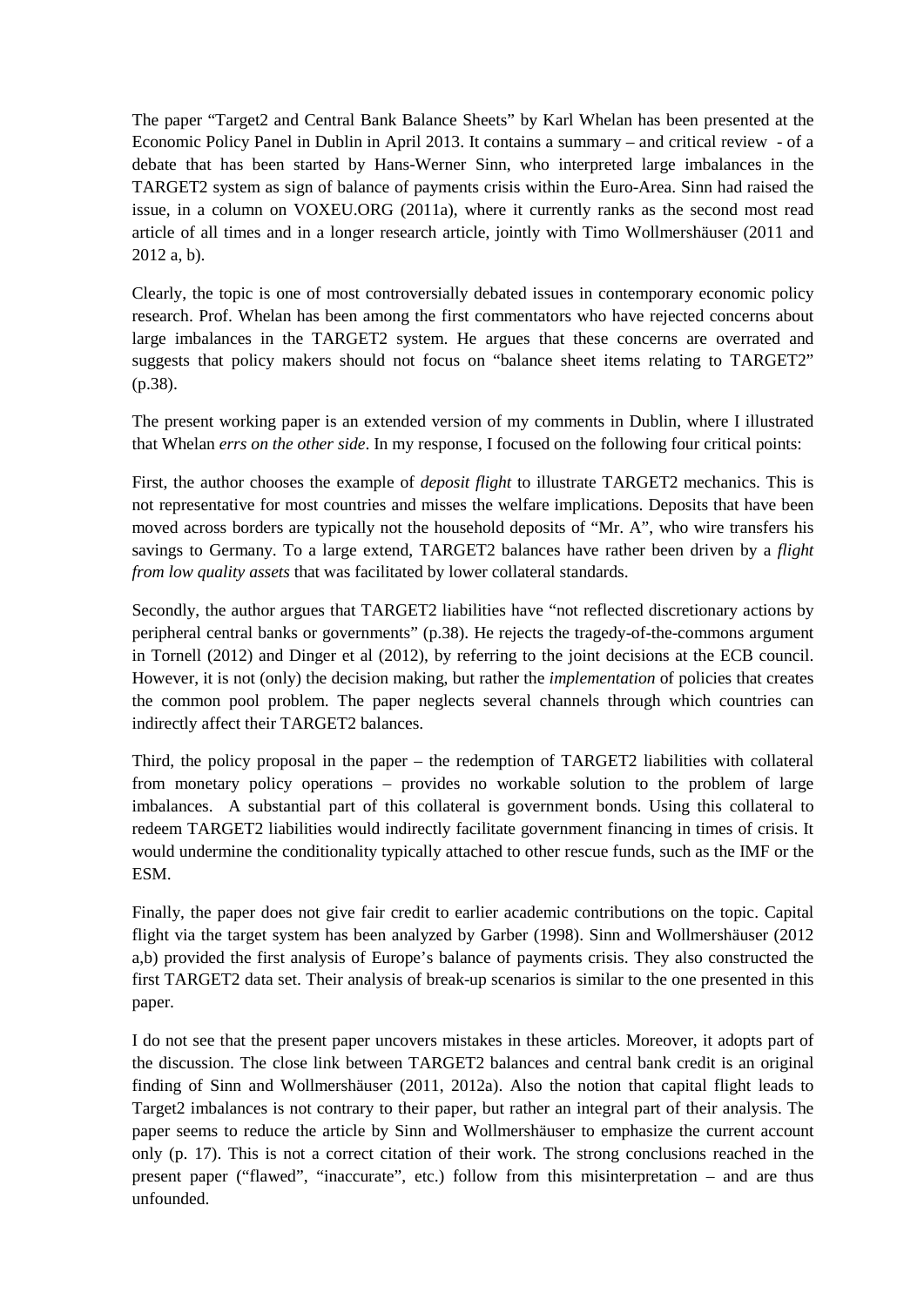The paper "Target2 and Central Bank Balance Sheets" by Karl Whelan has been presented at the Economic Policy Panel in Dublin in April 2013. It contains a summary – and critical review - of a debate that has been started by Hans-Werner Sinn, who interpreted large imbalances in the TARGET2 system as sign of balance of payments crisis within the Euro-Area. Sinn had raised the issue, in a column on VOXEU.ORG (2011a), where it currently ranks as the second most read article of all times and in a longer research article, jointly with Timo Wollmershäuser (2011 and 2012 a, b).

Clearly, the topic is one of most controversially debated issues in contemporary economic policy research. Prof. Whelan has been among the first commentators who have rejected concerns about large imbalances in the TARGET2 system. He argues that these concerns are overrated and suggests that policy makers should not focus on "balance sheet items relating to TARGET2" (p.38).

The present working paper is an extended version of my comments in Dublin, where I illustrated that Whelan *errs on the other side*. In my response, I focused on the following four critical points:

First, the author chooses the example of *deposit flight* to illustrate TARGET2 mechanics. This is not representative for most countries and misses the welfare implications. Deposits that have been moved across borders are typically not the household deposits of "Mr. A", who wire transfers his savings to Germany. To a large extend, TARGET2 balances have rather been driven by a *flight from low quality assets* that was facilitated by lower collateral standards.

Secondly, the author argues that TARGET2 liabilities have "not reflected discretionary actions by peripheral central banks or governments" (p.38). He rejects the tragedy-of-the-commons argument in Tornell (2012) and Dinger et al (2012), by referring to the joint decisions at the ECB council. However, it is not (only) the decision making, but rather the *implementation* of policies that creates the common pool problem. The paper neglects several channels through which countries can indirectly affect their TARGET2 balances.

Third, the policy proposal in the paper – the redemption of TARGET2 liabilities with collateral from monetary policy operations – provides no workable solution to the problem of large imbalances. A substantial part of this collateral is government bonds. Using this collateral to redeem TARGET2 liabilities would indirectly facilitate government financing in times of crisis. It would undermine the conditionality typically attached to other rescue funds, such as the IMF or the ESM.

Finally, the paper does not give fair credit to earlier academic contributions on the topic. Capital flight via the target system has been analyzed by Garber (1998). Sinn and Wollmershäuser (2012 a,b) provided the first analysis of Europe's balance of payments crisis. They also constructed the first TARGET2 data set. Their analysis of break-up scenarios is similar to the one presented in this paper.

I do not see that the present paper uncovers mistakes in these articles. Moreover, it adopts part of the discussion. The close link between TARGET2 balances and central bank credit is an original finding of Sinn and Wollmershäuser (2011, 2012a). Also the notion that capital flight leads to Target2 imbalances is not contrary to their paper, but rather an integral part of their analysis. The paper seems to reduce the article by Sinn and Wollmershäuser to emphasize the current account only (p. 17). This is not a correct citation of their work. The strong conclusions reached in the present paper ("flawed", "inaccurate", etc.) follow from this misinterpretation – and are thus unfounded.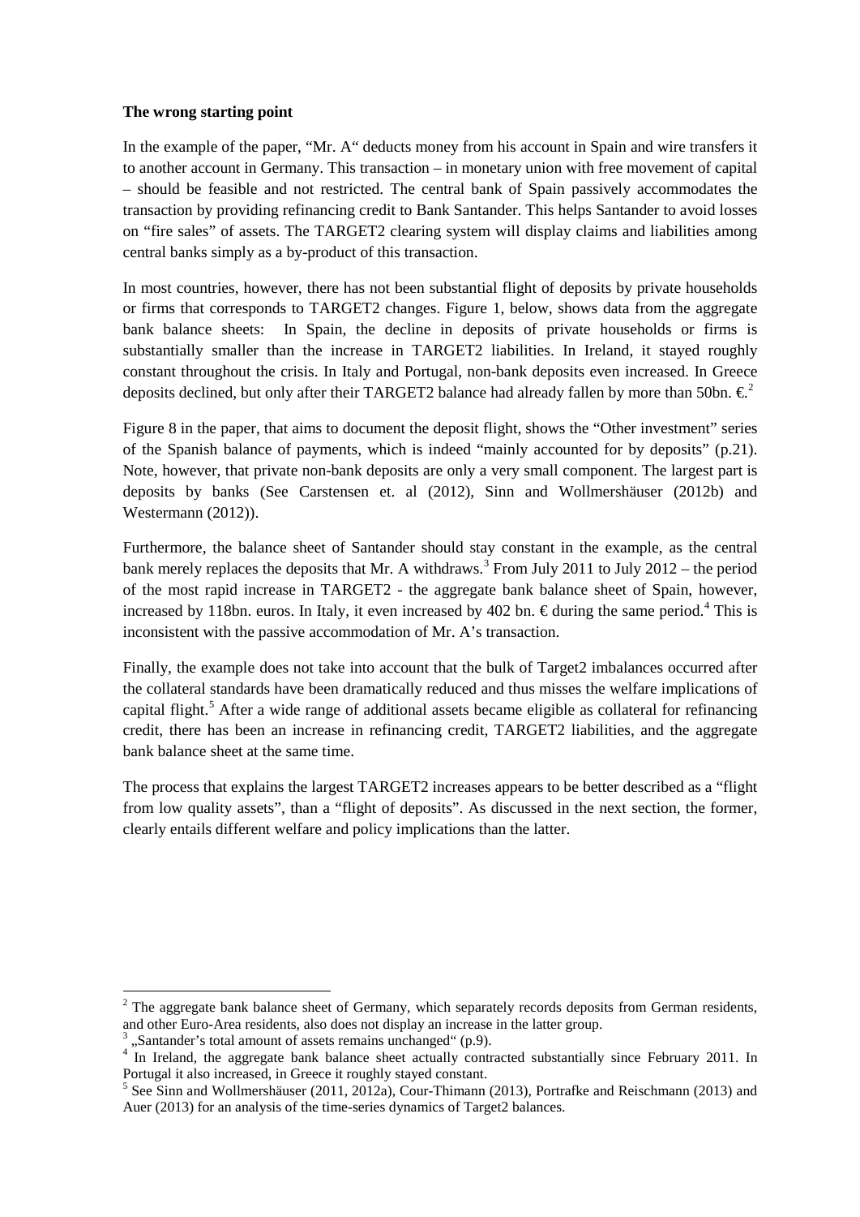**The wrong starting point**

In the example of the paper, "Mr. A" deducts money from his account in Spain and wire transfers it to another account in Germany. This transaction – in monetary union with free movement of capital – should be feasible and not restricted. The central bank of Spain passively accommodates the transaction by providing refinancing credit to Bank Santander. This helps Santander to avoid losses on "fire sales" of assets. The TARGET2 clearing system will display claims and liabilities among central banks simply as a by-product of this transaction.

In most countries, however, there has not been substantial flight of deposits by private households or firms that corresponds to TARGET2 changes. Figure 1, below, shows data from the aggregate bank balance sheets: In Spain, the decline in deposits of private households or firms is substantially smaller than the increase in TARGET2 liabilities. In Ireland, it stayed roughly constant throughout the crisis. In Italy and Portugal, non-bank deposits even increased. In Greece deposits declined, but only after their TARGET2 balance had already fallen by more than 50bn. €.[2]

Figure 8 in the paper, that aims to document the deposit flight, shows the "Other investment" series of the Spanish balance of payments, which is indeed "mainly accounted for by deposits" (p.21). Note, however, that private non-bank deposits are only a very small component. The largest part is deposits by banks (See Carstensen et. al (2012), Sinn and Wollmershäuser (2012b) and Westermann (2012)).

Furthermore, the balance sheet of Santander should stay constant in the example, as the central bank merely replaces the deposits that Mr. A withdraws.[3] From July 2011 to July 2012 – the period of the most rapid increase in TARGET2 - the aggregate bank balance sheet of Spain, however, increased by 118bn. euros. In Italy, it even increased by 402 bn. € during the same period.[4] This is inconsistent with the passive accommodation of Mr. A's transaction.

Finally, the example does not take into account that the bulk of Target2 imbalances occurred after the collateral standards have been dramatically reduced and thus misses the welfare implications of capital flight.[5] After a wide range of additional assets became eligible as collateral for refinancing credit, there has been an increase in refinancing credit, TARGET2 liabilities, and the aggregate bank balance sheet at the same time.

The process that explains the largest TARGET2 increases appears to be better described as a "flight from low quality assets", than a "flight of deposits". As discussed in the next section, the former, clearly entails different welfare and policy implications than the latter.

---

[2] The aggregate bank balance sheet of Germany, which separately records deposits from German residents, and other Euro-Area residents, also does not display an increase in the latter group.

[3] „Santander's total amount of assets remains unchanged" (p.9).

[4] In Ireland, the aggregate bank balance sheet actually contracted substantially since February 2011. In Portugal it also increased, in Greece it roughly stayed constant.

[5] See Sinn and Wollmershäuser (2011, 2012a), Cour-Thimann (2013), Portrafke and Reischmann (2013) and Auer (2013) for an analysis of the time-series dynamics of Target2 balances.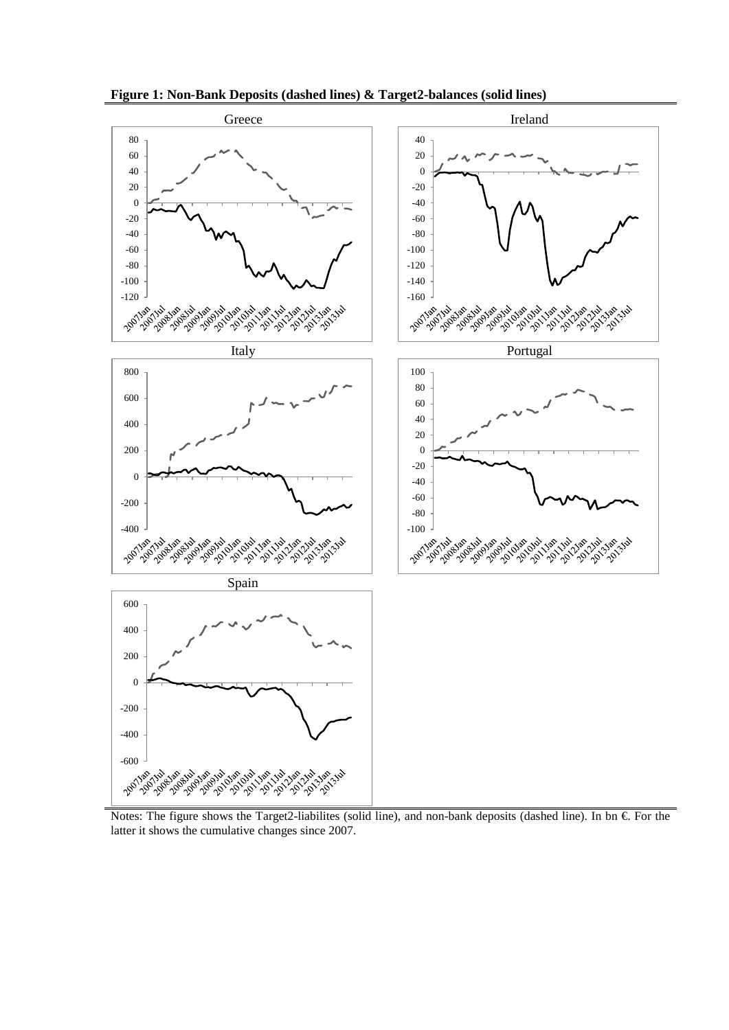**Figure 1: Non-Bank Deposits (dashed lines) & Target2-balances (solid lines)**

Notes: The figure shows the Target2-liabilites (solid line), and non-bank deposits (dashed line). In bn €. For the latter it shows the cumulative changes since 2007.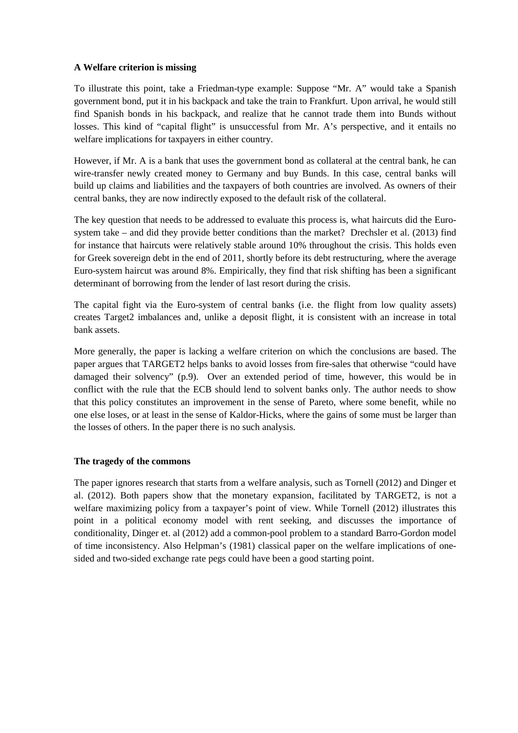**A Welfare criterion is missing**

To illustrate this point, take a Friedman-type example: Suppose "Mr. A" would take a Spanish government bond, put it in his backpack and take the train to Frankfurt. Upon arrival, he would still find Spanish bonds in his backpack, and realize that he cannot trade them into Bunds without losses. This kind of "capital flight" is unsuccessful from Mr. A's perspective, and it entails no welfare implications for taxpayers in either country.

However, if Mr. A is a bank that uses the government bond as collateral at the central bank, he can wire-transfer newly created money to Germany and buy Bunds. In this case, central banks will build up claims and liabilities and the taxpayers of both countries are involved. As owners of their central banks, they are now indirectly exposed to the default risk of the collateral.

The key question that needs to be addressed to evaluate this process is, what haircuts did the Euro-system take – and did they provide better conditions than the market? Drechsler et al. (2013) find for instance that haircuts were relatively stable around 10% throughout the crisis. This holds even for Greek sovereign debt in the end of 2011, shortly before its debt restructuring, where the average Euro-system haircut was around 8%. Empirically, they find that risk shifting has been a significant determinant of borrowing from the lender of last resort during the crisis.

The capital fight via the Euro-system of central banks (i.e. the flight from low quality assets) creates Target2 imbalances and, unlike a deposit flight, it is consistent with an increase in total bank assets.

More generally, the paper is lacking a welfare criterion on which the conclusions are based. The paper argues that TARGET2 helps banks to avoid losses from fire-sales that otherwise "could have damaged their solvency" (p.9). Over an extended period of time, however, this would be in conflict with the rule that the ECB should lend to solvent banks only. The author needs to show that this policy constitutes an improvement in the sense of Pareto, where some benefit, while no one else loses, or at least in the sense of Kaldor-Hicks, where the gains of some must be larger than the losses of others. In the paper there is no such analysis.

**The tragedy of the commons**

The paper ignores research that starts from a welfare analysis, such as Tornell (2012) and Dinger et al. (2012). Both papers show that the monetary expansion, facilitated by TARGET2, is not a welfare maximizing policy from a taxpayer's point of view. While Tornell (2012) illustrates this point in a political economy model with rent seeking, and discusses the importance of conditionality, Dinger et. al (2012) add a common-pool problem to a standard Barro-Gordon model of time inconsistency. Also Helpman's (1981) classical paper on the welfare implications of one-sided and two-sided exchange rate pegs could have been a good starting point.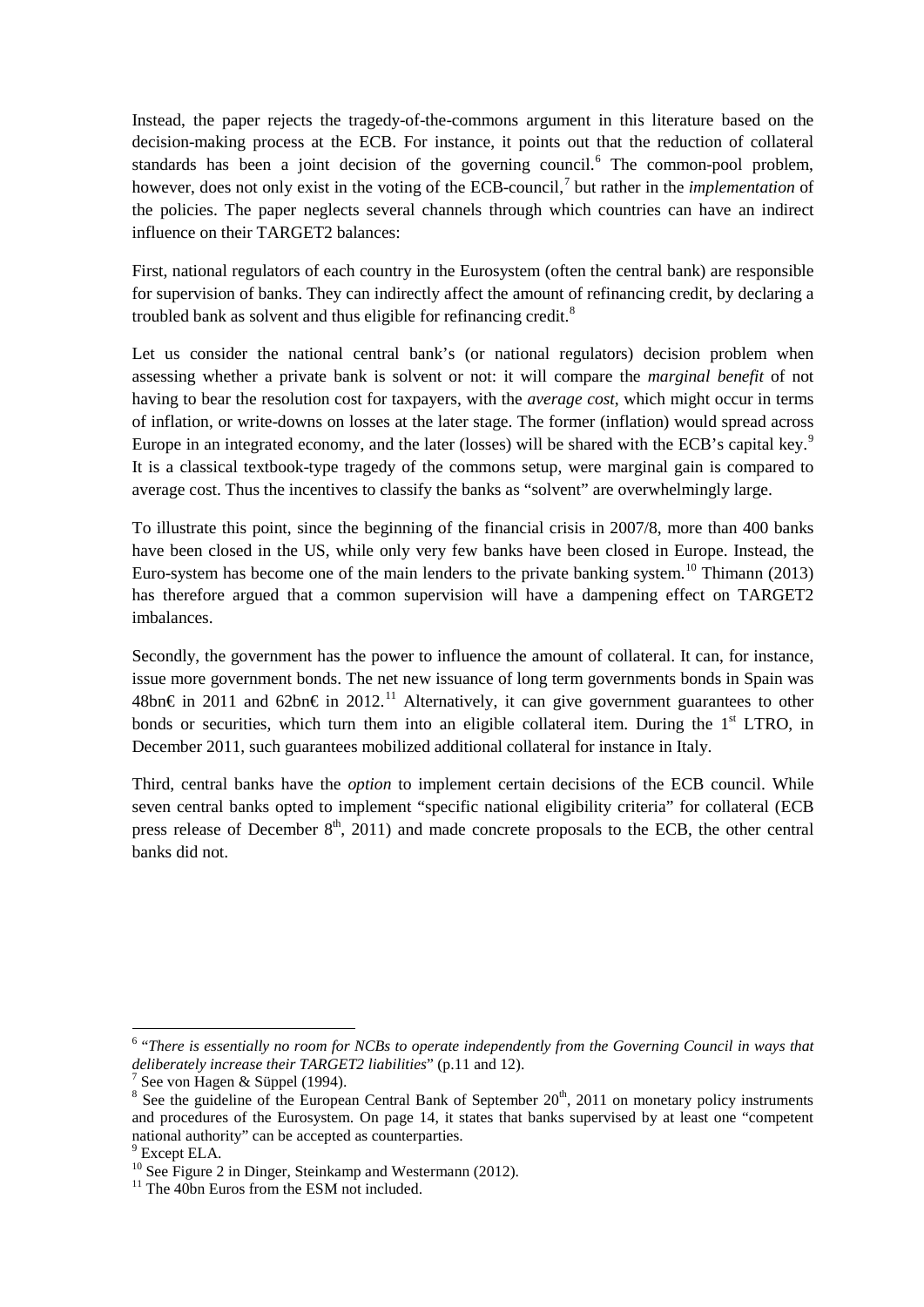Instead, the paper rejects the tragedy-of-the-commons argument in this literature based on the decision-making process at the ECB. For instance, it points out that the reduction of collateral standards has been a joint decision of the governing council.[6] The common-pool problem, however, does not only exist in the voting of the ECB-council,[7] but rather in the *implementation* of the policies. The paper neglects several channels through which countries can have an indirect influence on their TARGET2 balances:

First, national regulators of each country in the Eurosystem (often the central bank) are responsible for supervision of banks. They can indirectly affect the amount of refinancing credit, by declaring a troubled bank as solvent and thus eligible for refinancing credit.[8]

Let us consider the national central bank's (or national regulators) decision problem when assessing whether a private bank is solvent or not: it will compare the *marginal benefit* of not having to bear the resolution cost for taxpayers, with the *average cost*, which might occur in terms of inflation, or write-downs on losses at the later stage. The former (inflation) would spread across Europe in an integrated economy, and the later (losses) will be shared with the ECB's capital key.[9] It is a classical textbook-type tragedy of the commons setup, were marginal gain is compared to average cost. Thus the incentives to classify the banks as "solvent" are overwhelmingly large.

To illustrate this point, since the beginning of the financial crisis in 2007/8, more than 400 banks have been closed in the US, while only very few banks have been closed in Europe. Instead, the Euro-system has become one of the main lenders to the private banking system.[10] Thimann (2013) has therefore argued that a common supervision will have a dampening effect on TARGET2 imbalances.

Secondly, the government has the power to influence the amount of collateral. It can, for instance, issue more government bonds. The net new issuance of long term governments bonds in Spain was 48bn€ in 2011 and 62bn€ in 2012.[11] Alternatively, it can give government guarantees to other bonds or securities, which turn them into an eligible collateral item. During the 1st LTRO, in December 2011, such guarantees mobilized additional collateral for instance in Italy.

Third, central banks have the *option* to implement certain decisions of the ECB council. While seven central banks opted to implement "specific national eligibility criteria" for collateral (ECB press release of December 8th, 2011) and made concrete proposals to the ECB, the other central banks did not.

---

[6] "*There is essentially no room for NCBs to operate independently from the Governing Council in ways that deliberately increase their TARGET2 liabilities*" (p.11 and 12).

[7] See von Hagen & Süppel (1994).

[8] See the guideline of the European Central Bank of September 20th, 2011 on monetary policy instruments and procedures of the Eurosystem. On page 14, it states that banks supervised by at least one "competent national authority" can be accepted as counterparties.

[9] Except ELA.

[10] See Figure 2 in Dinger, Steinkamp and Westermann (2012).

[11] The 40bn Euros from the ESM not included.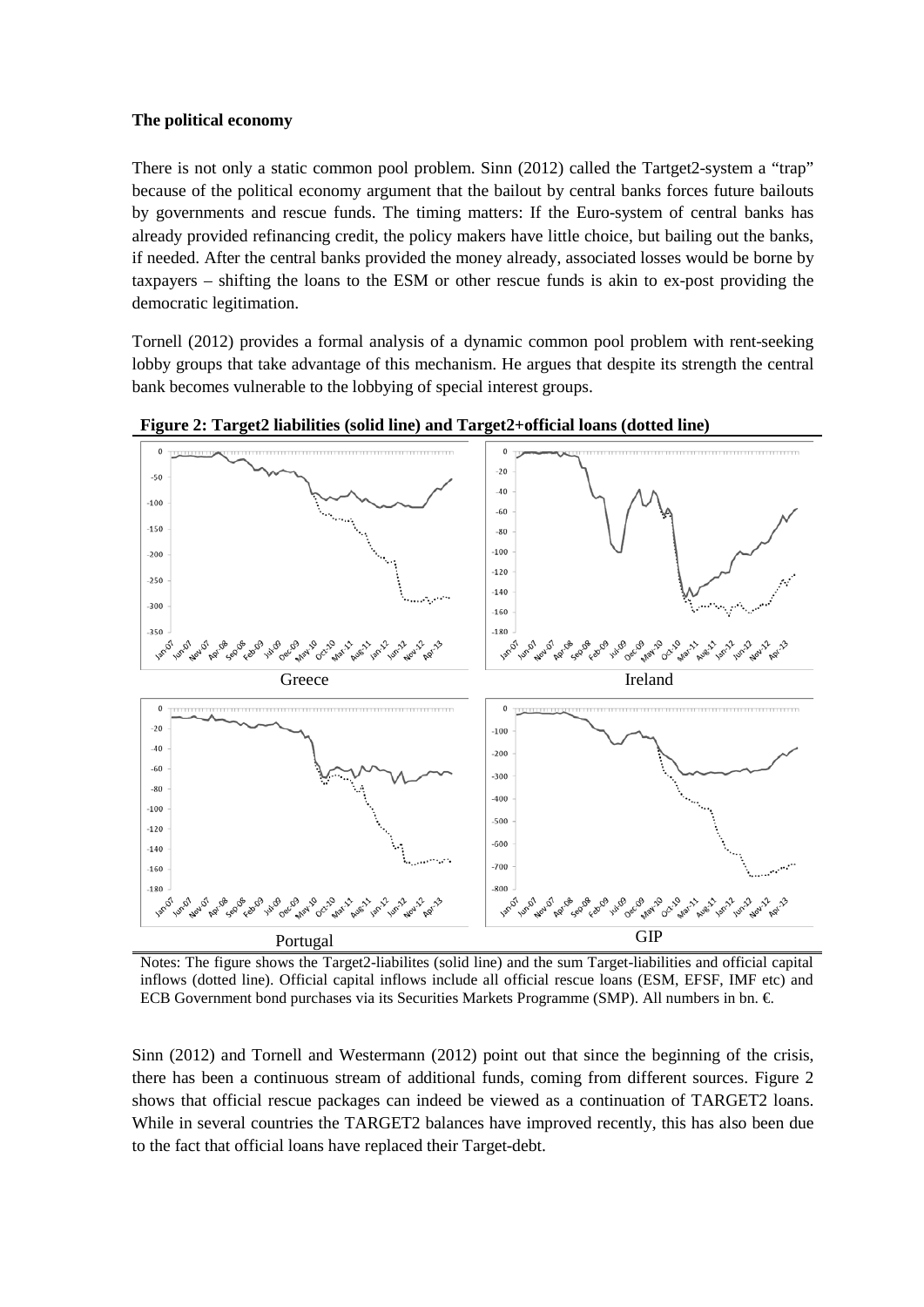**The political economy**

There is not only a static common pool problem. Sinn (2012) called the Tartget2-system a "trap" because of the political economy argument that the bailout by central banks forces future bailouts by governments and rescue funds. The timing matters: If the Euro-system of central banks has already provided refinancing credit, the policy makers have little choice, but bailing out the banks, if needed. After the central banks provided the money already, associated losses would be borne by taxpayers – shifting the loans to the ESM or other rescue funds is akin to ex-post providing the democratic legitimation.

Tornell (2012) provides a formal analysis of a dynamic common pool problem with rent-seeking lobby groups that take advantage of this mechanism. He argues that despite its strength the central bank becomes vulnerable to the lobbying of special interest groups.

**Figure 2: Target2 liabilities (solid line) and Target2+official loans (dotted line)**

Greece

Ireland

Portugal

GIP

Notes: The figure shows the Target2-liabilites (solid line) and the sum Target-liabilities and official capital inflows (dotted line). Official capital inflows include all official rescue loans (ESM, EFSF, IMF etc) and ECB Government bond purchases via its Securities Markets Programme (SMP). All numbers in bn. €.

Sinn (2012) and Tornell and Westermann (2012) point out that since the beginning of the crisis, there has been a continuous stream of additional funds, coming from different sources. Figure 2 shows that official rescue packages can indeed be viewed as a continuation of TARGET2 loans. While in several countries the TARGET2 balances have improved recently, this has also been due to the fact that official loans have replaced their Target-debt.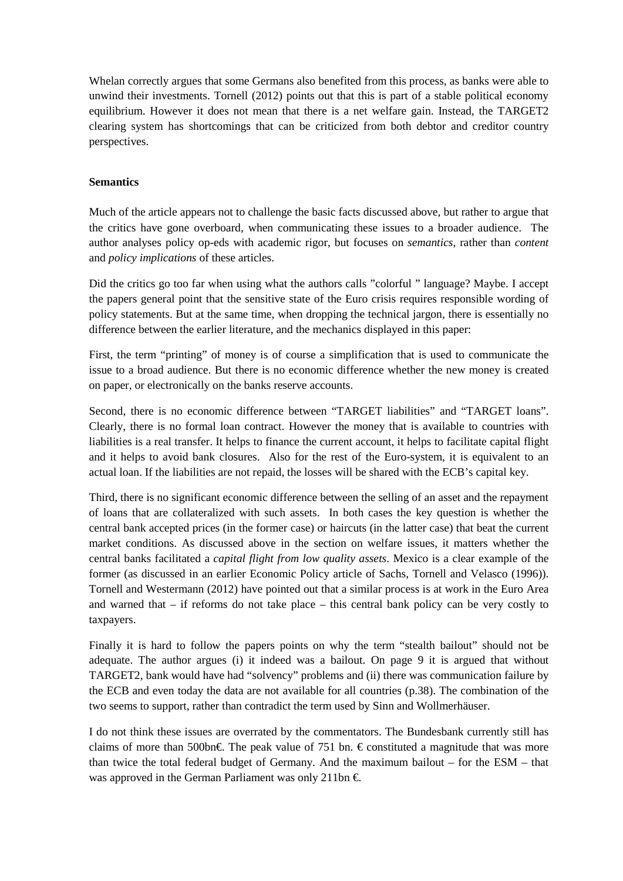Whelan correctly argues that some Germans also benefited from this process, as banks were able to unwind their investments. Tornell (2012) points out that this is part of a stable political economy equilibrium. However it does not mean that there is a net welfare gain. Instead, the TARGET2 clearing system has shortcomings that can be criticized from both debtor and creditor country perspectives.

**Semantics**

Much of the article appears not to challenge the basic facts discussed above, but rather to argue that the critics have gone overboard, when communicating these issues to a broader audience. The author analyses policy op-eds with academic rigor, but focuses on *semantics*, rather than *content* and *policy implications* of these articles.

Did the critics go too far when using what the authors calls "colorful " language? Maybe. I accept the papers general point that the sensitive state of the Euro crisis requires responsible wording of policy statements. But at the same time, when dropping the technical jargon, there is essentially no difference between the earlier literature, and the mechanics displayed in this paper:

First, the term "printing" of money is of course a simplification that is used to communicate the issue to a broad audience. But there is no economic difference whether the new money is created on paper, or electronically on the banks reserve accounts.

Second, there is no economic difference between "TARGET liabilities" and "TARGET loans". Clearly, there is no formal loan contract. However the money that is available to countries with liabilities is a real transfer. It helps to finance the current account, it helps to facilitate capital flight and it helps to avoid bank closures. Also for the rest of the Euro-system, it is equivalent to an actual loan. If the liabilities are not repaid, the losses will be shared with the ECB's capital key.

Third, there is no significant economic difference between the selling of an asset and the repayment of loans that are collateralized with such assets. In both cases the key question is whether the central bank accepted prices (in the former case) or haircuts (in the latter case) that beat the current market conditions. As discussed above in the section on welfare issues, it matters whether the central banks facilitated a *capital flight from low quality assets*. Mexico is a clear example of the former (as discussed in an earlier Economic Policy article of Sachs, Tornell and Velasco (1996)). Tornell and Westermann (2012) have pointed out that a similar process is at work in the Euro Area and warned that – if reforms do not take place – this central bank policy can be very costly to taxpayers.

Finally it is hard to follow the papers points on why the term "stealth bailout" should not be adequate. The author argues (i) it indeed was a bailout. On page 9 it is argued that without TARGET2, bank would have had "solvency" problems and (ii) there was communication failure by the ECB and even today the data are not available for all countries (p.38). The combination of the two seems to support, rather than contradict the term used by Sinn and Wollmerhäuser.

I do not think these issues are overrated by the commentators. The Bundesbank currently still has claims of more than 500bn€. The peak value of 751 bn. € constituted a magnitude that was more than twice the total federal budget of Germany. And the maximum bailout – for the ESM – that was approved in the German Parliament was only 211bn €.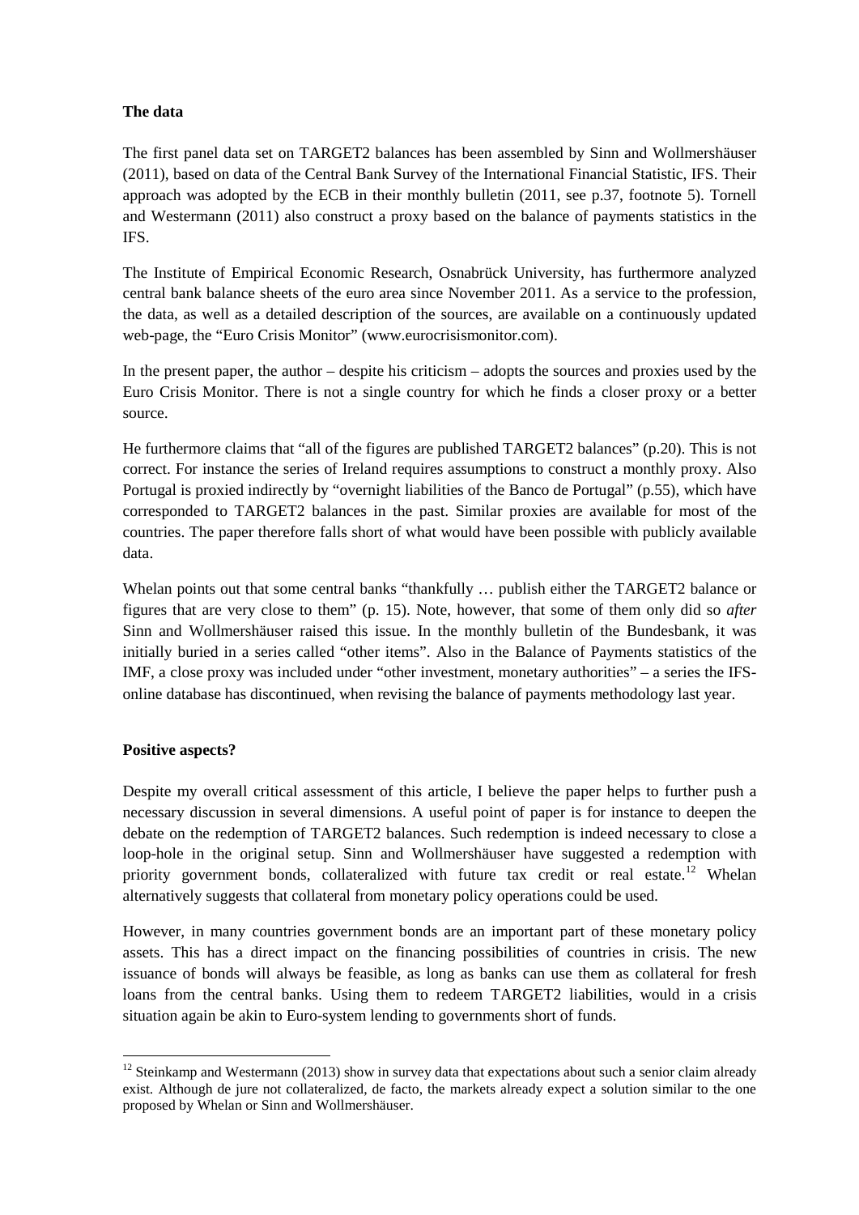**The data**

The first panel data set on TARGET2 balances has been assembled by Sinn and Wollmershäuser (2011), based on data of the Central Bank Survey of the International Financial Statistic, IFS. Their approach was adopted by the ECB in their monthly bulletin (2011, see p.37, footnote 5). Tornell and Westermann (2011) also construct a proxy based on the balance of payments statistics in the IFS.

The Institute of Empirical Economic Research, Osnabrück University, has furthermore analyzed central bank balance sheets of the euro area since November 2011. As a service to the profession, the data, as well as a detailed description of the sources, are available on a continuously updated web-page, the "Euro Crisis Monitor" (www.eurocrisismonitor.com).

In the present paper, the author – despite his criticism – adopts the sources and proxies used by the Euro Crisis Monitor. There is not a single country for which he finds a closer proxy or a better source.

He furthermore claims that "all of the figures are published TARGET2 balances" (p.20). This is not correct. For instance the series of Ireland requires assumptions to construct a monthly proxy. Also Portugal is proxied indirectly by "overnight liabilities of the Banco de Portugal" (p.55), which have corresponded to TARGET2 balances in the past. Similar proxies are available for most of the countries. The paper therefore falls short of what would have been possible with publicly available data.

Whelan points out that some central banks "thankfully … publish either the TARGET2 balance or figures that are very close to them" (p. 15). Note, however, that some of them only did so *after* Sinn and Wollmershäuser raised this issue. In the monthly bulletin of the Bundesbank, it was initially buried in a series called "other items". Also in the Balance of Payments statistics of the IMF, a close proxy was included under "other investment, monetary authorities" – a series the IFS-online database has discontinued, when revising the balance of payments methodology last year.

**Positive aspects?**

Despite my overall critical assessment of this article, I believe the paper helps to further push a necessary discussion in several dimensions. A useful point of paper is for instance to deepen the debate on the redemption of TARGET2 balances. Such redemption is indeed necessary to close a loop-hole in the original setup. Sinn and Wollmershäuser have suggested a redemption with priority government bonds, collateralized with future tax credit or real estate.[12] Whelan alternatively suggests that collateral from monetary policy operations could be used.

However, in many countries government bonds are an important part of these monetary policy assets. This has a direct impact on the financing possibilities of countries in crisis. The new issuance of bonds will always be feasible, as long as banks can use them as collateral for fresh loans from the central banks. Using them to redeem TARGET2 liabilities, would in a crisis situation again be akin to Euro-system lending to governments short of funds.

[12] Steinkamp and Westermann (2013) show in survey data that expectations about such a senior claim already exist. Although de jure not collateralized, de facto, the markets already expect a solution similar to the one proposed by Whelan or Sinn and Wollmershäuser.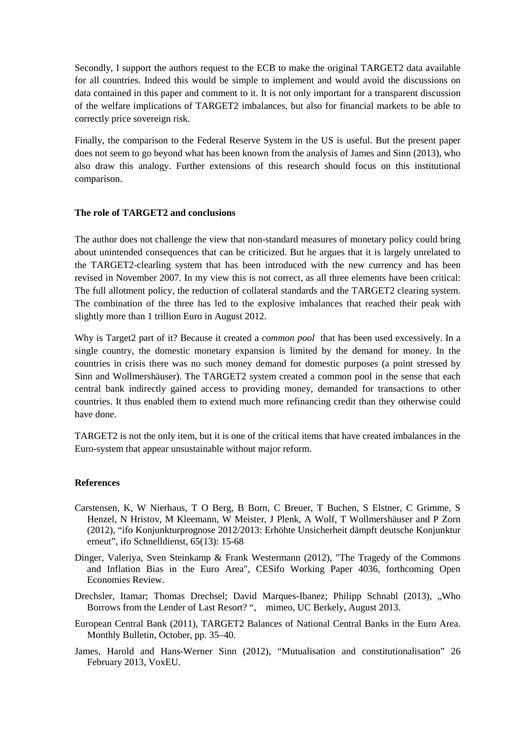Secondly, I support the authors request to the ECB to make the original TARGET2 data available for all countries. Indeed this would be simple to implement and would avoid the discussions on data contained in this paper and comment to it. It is not only important for a transparent discussion of the welfare implications of TARGET2 imbalances, but also for financial markets to be able to correctly price sovereign risk.

Finally, the comparison to the Federal Reserve System in the US is useful. But the present paper does not seem to go beyond what has been known from the analysis of James and Sinn (2013), who also draw this analogy. Further extensions of this research should focus on this institutional comparison.

**The role of TARGET2 and conclusions**

The author does not challenge the view that non-standard measures of monetary policy could bring about unintended consequences that can be criticized. But he argues that it is largely unrelated to the TARGET2-clearling system that has been introduced with the new currency and has been revised in November 2007. In my view this is not correct, as all three elements have been critical: The full allotment policy, the reduction of collateral standards and the TARGET2 clearing system. The combination of the three has led to the explosive imbalances that reached their peak with slightly more than 1 trillion Euro in August 2012.

Why is Target2 part of it? Because it created a *common pool* that has been used excessively. In a single country, the domestic monetary expansion is limited by the demand for money. In the countries in crisis there was no such money demand for domestic purposes (a point stressed by Sinn and Wollmershäuser). The TARGET2 system created a common pool in the sense that each central bank indirectly gained access to providing money, demanded for transactions to other countries. It thus enabled them to extend much more refinancing credit than they otherwise could have done.

TARGET2 is not the only item, but it is one of the critical items that have created imbalances in the Euro-system that appear unsustainable without major reform.

**References**

Carstensen, K, W Nierhaus, T O Berg, B Born, C Breuer, T Buchen, S Elstner, C Grimme, S Henzel, N Hristov, M Kleemann, W Meister, J Plenk, A Wolf, T Wollmershäuser and P Zorn (2012), "ifo Konjunkturprognose 2012/2013: Erhöhte Unsicherheit dämpft deutsche Konjunktur erneut", ifo Schnelldienst, 65(13): 15-68

Dinger, Valeriya, Sven Steinkamp & Frank Westermann (2012), "The Tragedy of the Commons and Inflation Bias in the Euro Area", CESifo Working Paper 4036, forthcoming Open Economies Review.

Drechsler, Itamar; Thomas Drechsel; David Marques-Ibanez; Philipp Schnabl (2013), „Who Borrows from the Lender of Last Resort? ", mimeo, UC Berkely, August 2013.

European Central Bank (2011), TARGET2 Balances of National Central Banks in the Euro Area. Monthly Bulletin, October, pp. 35–40.

James, Harold and Hans-Werner Sinn (2012), "Mutualisation and constitutionalisation" 26 February 2013, VoxEU.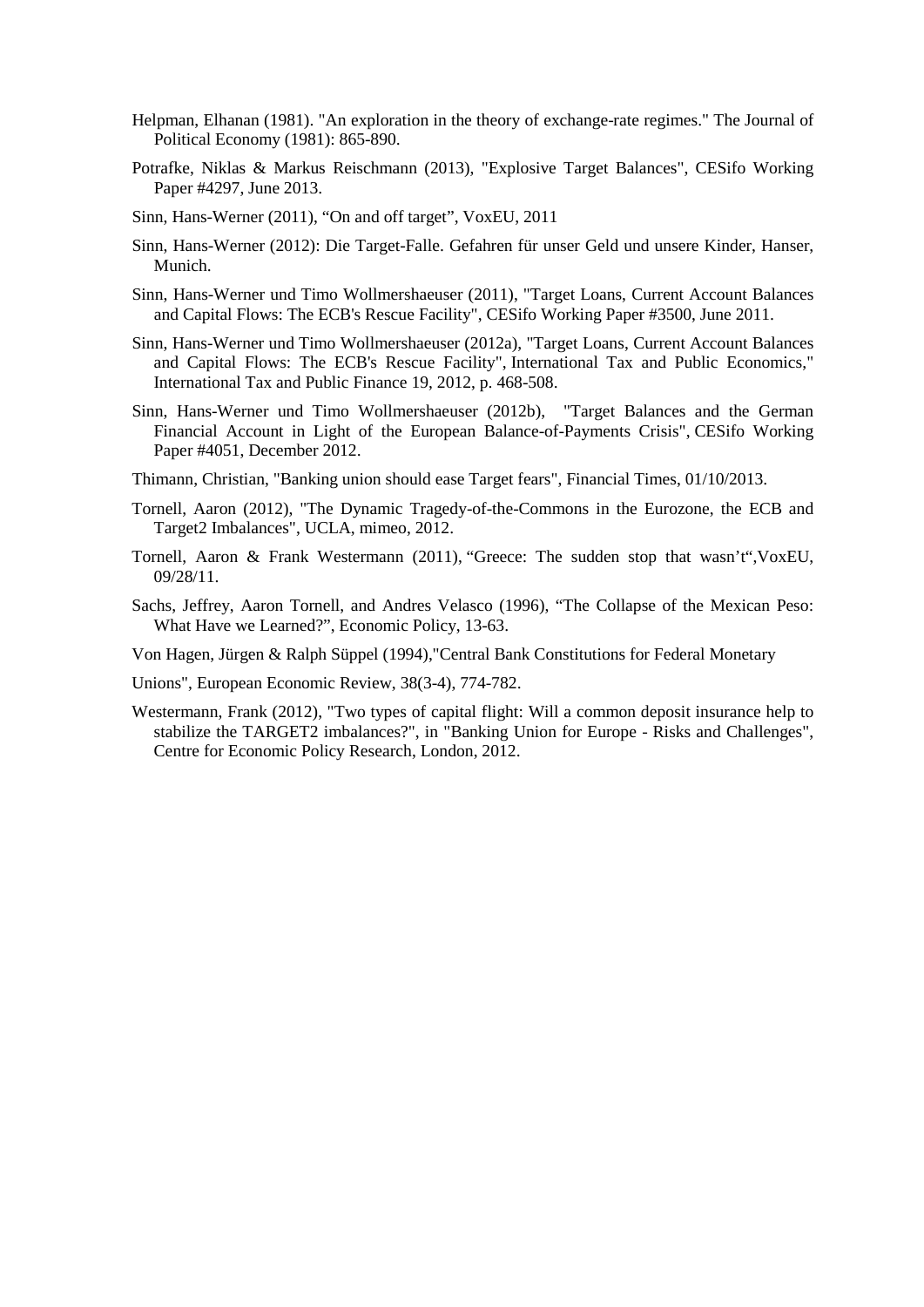Helpman, Elhanan (1981). "An exploration in the theory of exchange-rate regimes." The Journal of Political Economy (1981): 865-890.

Potrafke, Niklas & Markus Reischmann (2013), "Explosive Target Balances", CESifo Working Paper #4297, June 2013.

Sinn, Hans-Werner (2011), "On and off target", VoxEU, 2011

Sinn, Hans-Werner (2012): Die Target-Falle. Gefahren für unser Geld und unsere Kinder, Hanser, Munich.

Sinn, Hans-Werner und Timo Wollmershaeuser (2011), "Target Loans, Current Account Balances and Capital Flows: The ECB's Rescue Facility", CESifo Working Paper #3500, June 2011.

Sinn, Hans-Werner und Timo Wollmershaeuser (2012a), "Target Loans, Current Account Balances and Capital Flows: The ECB's Rescue Facility", International Tax and Public Economics," International Tax and Public Finance 19, 2012, p. 468-508.

Sinn, Hans-Werner und Timo Wollmershaeuser (2012b), "Target Balances and the German Financial Account in Light of the European Balance-of-Payments Crisis", CESifo Working Paper #4051, December 2012.

Thimann, Christian, "Banking union should ease Target fears", Financial Times, 01/10/2013.

Tornell, Aaron (2012), "The Dynamic Tragedy-of-the-Commons in the Eurozone, the ECB and Target2 Imbalances", UCLA, mimeo, 2012.

Tornell, Aaron & Frank Westermann (2011), "Greece: The sudden stop that wasn't",VoxEU, 09/28/11.

Sachs, Jeffrey, Aaron Tornell, and Andres Velasco (1996), "The Collapse of the Mexican Peso: What Have we Learned?", Economic Policy, 13-63.

Von Hagen, Jürgen & Ralph Süppel (1994),"Central Bank Constitutions for Federal Monetary

Unions", European Economic Review, 38(3-4), 774-782.

Westermann, Frank (2012), "Two types of capital flight: Will a common deposit insurance help to stabilize the TARGET2 imbalances?", in "Banking Union for Europe - Risks and Challenges", Centre for Economic Policy Research, London, 2012.